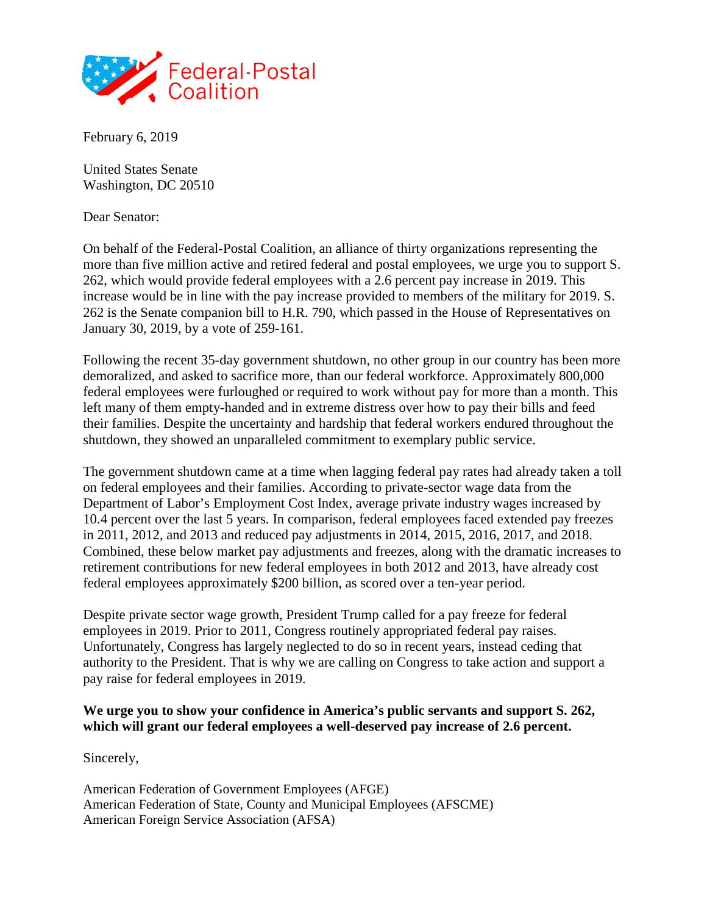Federal-Postal Coalition

February 6, 2019

United States Senate
Washington, DC 20510

Dear Senator:

On behalf of the Federal-Postal Coalition, an alliance of thirty organizations representing the more than five million active and retired federal and postal employees, we urge you to support S. 262, which would provide federal employees with a 2.6 percent pay increase in 2019. This increase would be in line with the pay increase provided to members of the military for 2019. S. 262 is the Senate companion bill to H.R. 790, which passed in the House of Representatives on January 30, 2019, by a vote of 259-161.

Following the recent 35-day government shutdown, no other group in our country has been more demoralized, and asked to sacrifice more, than our federal workforce. Approximately 800,000 federal employees were furloughed or required to work without pay for more than a month. This left many of them empty-handed and in extreme distress over how to pay their bills and feed their families. Despite the uncertainty and hardship that federal workers endured throughout the shutdown, they showed an unparalleled commitment to exemplary public service.

The government shutdown came at a time when lagging federal pay rates had already taken a toll on federal employees and their families. According to private-sector wage data from the Department of Labor's Employment Cost Index, average private industry wages increased by 10.4 percent over the last 5 years. In comparison, federal employees faced extended pay freezes in 2011, 2012, and 2013 and reduced pay adjustments in 2014, 2015, 2016, 2017, and 2018. Combined, these below market pay adjustments and freezes, along with the dramatic increases to retirement contributions for new federal employees in both 2012 and 2013, have already cost federal employees approximately $200 billion, as scored over a ten-year period.

Despite private sector wage growth, President Trump called for a pay freeze for federal employees in 2019. Prior to 2011, Congress routinely appropriated federal pay raises. Unfortunately, Congress has largely neglected to do so in recent years, instead ceding that authority to the President. That is why we are calling on Congress to take action and support a pay raise for federal employees in 2019.

**We urge you to show your confidence in America's public servants and support S. 262, which will grant our federal employees a well-deserved pay increase of 2.6 percent.**

Sincerely,

American Federation of Government Employees (AFGE)
American Federation of State, County and Municipal Employees (AFSCME)
American Foreign Service Association (AFSA)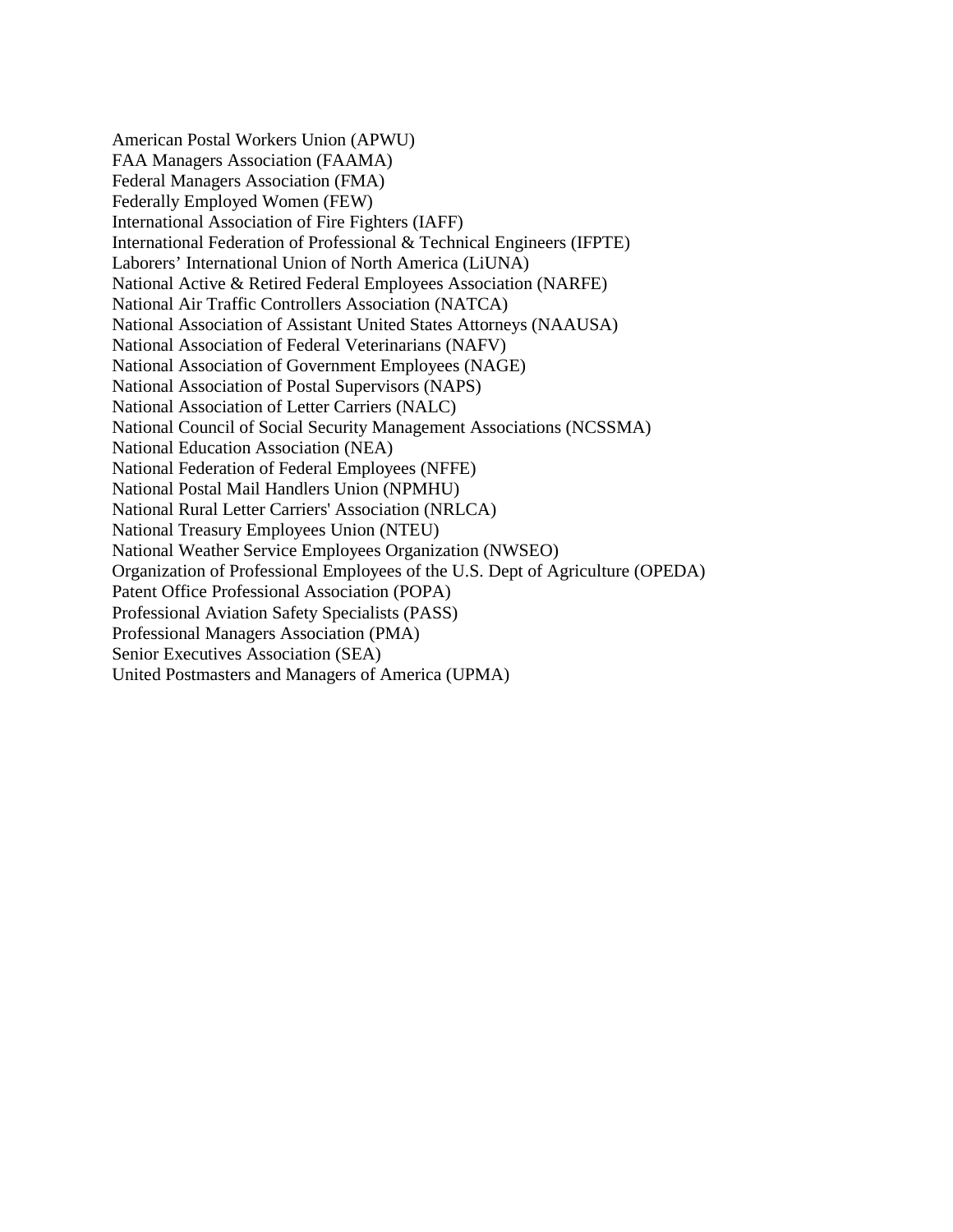American Postal Workers Union (APWU)
FAA Managers Association (FAAMA)
Federal Managers Association (FMA)
Federally Employed Women (FEW)
International Association of Fire Fighters (IAFF)
International Federation of Professional & Technical Engineers (IFPTE)
Laborers' International Union of North America (LiUNA)
National Active & Retired Federal Employees Association (NARFE)
National Air Traffic Controllers Association (NATCA)
National Association of Assistant United States Attorneys (NAAUSA)
National Association of Federal Veterinarians (NAFV)
National Association of Government Employees (NAGE)
National Association of Postal Supervisors (NAPS)
National Association of Letter Carriers (NALC)
National Council of Social Security Management Associations (NCSSMA)
National Education Association (NEA)
National Federation of Federal Employees (NFFE)
National Postal Mail Handlers Union (NPMHU)
National Rural Letter Carriers' Association (NRLCA)
National Treasury Employees Union (NTEU)
National Weather Service Employees Organization (NWSEO)
Organization of Professional Employees of the U.S. Dept of Agriculture (OPEDA)
Patent Office Professional Association (POPA)
Professional Aviation Safety Specialists (PASS)
Professional Managers Association (PMA)
Senior Executives Association (SEA)
United Postmasters and Managers of America (UPMA)